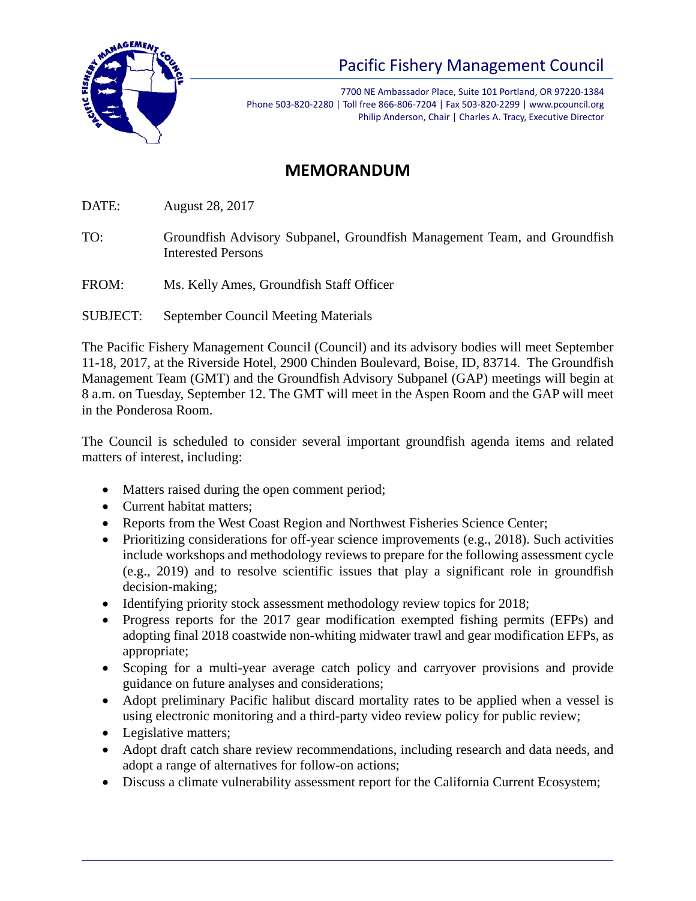# Pacific Fishery Management Council

7700 NE Ambassador Place, Suite 101 Portland, OR 97220-1384
Phone 503-820-2280 | Toll free 866-806-7204 | Fax 503-820-2299 | www.pcouncil.org
Philip Anderson, Chair | Charles A. Tracy, Executive Director

## MEMORANDUM

DATE: August 28, 2017

TO: Groundfish Advisory Subpanel, Groundfish Management Team, and Groundfish Interested Persons

FROM: Ms. Kelly Ames, Groundfish Staff Officer

SUBJECT: September Council Meeting Materials

The Pacific Fishery Management Council (Council) and its advisory bodies will meet September 11-18, 2017, at the Riverside Hotel, 2900 Chinden Boulevard, Boise, ID, 83714. The Groundfish Management Team (GMT) and the Groundfish Advisory Subpanel (GAP) meetings will begin at 8 a.m. on Tuesday, September 12. The GMT will meet in the Aspen Room and the GAP will meet in the Ponderosa Room.

The Council is scheduled to consider several important groundfish agenda items and related matters of interest, including:

- Matters raised during the open comment period;
- Current habitat matters;
- Reports from the West Coast Region and Northwest Fisheries Science Center;
- Prioritizing considerations for off-year science improvements (e.g., 2018). Such activities include workshops and methodology reviews to prepare for the following assessment cycle (e.g., 2019) and to resolve scientific issues that play a significant role in groundfish decision-making;
- Identifying priority stock assessment methodology review topics for 2018;
- Progress reports for the 2017 gear modification exempted fishing permits (EFPs) and adopting final 2018 coastwide non-whiting midwater trawl and gear modification EFPs, as appropriate;
- Scoping for a multi-year average catch policy and carryover provisions and provide guidance on future analyses and considerations;
- Adopt preliminary Pacific halibut discard mortality rates to be applied when a vessel is using electronic monitoring and a third-party video review policy for public review;
- Legislative matters;
- Adopt draft catch share review recommendations, including research and data needs, and adopt a range of alternatives for follow-on actions;
- Discuss a climate vulnerability assessment report for the California Current Ecosystem;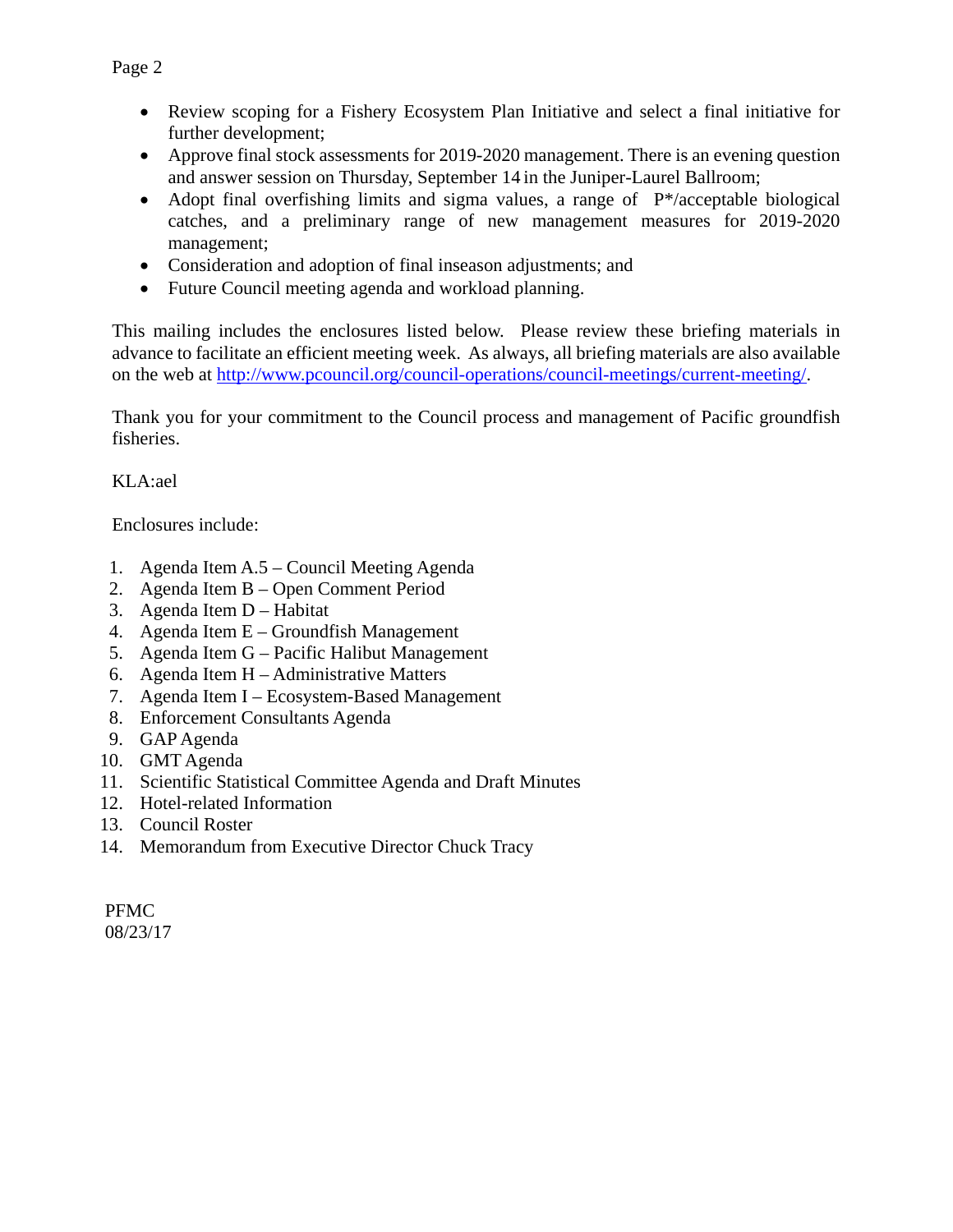- Review scoping for a Fishery Ecosystem Plan Initiative and select a final initiative for further development;
- Approve final stock assessments for 2019-2020 management. There is an evening question and answer session on Thursday, September 14 in the Juniper-Laurel Ballroom;
- Adopt final overfishing limits and sigma values, a range of P*/acceptable biological catches, and a preliminary range of new management measures for 2019-2020 management;
- Consideration and adoption of final inseason adjustments; and
- Future Council meeting agenda and workload planning.

This mailing includes the enclosures listed below. Please review these briefing materials in advance to facilitate an efficient meeting week. As always, all briefing materials are also available on the web at [http://www.pcouncil.org/council-operations/council-meetings/current-meeting/](http://www.pcouncil.org/council-operations/council-meetings/current-meeting/).

Thank you for your commitment to the Council process and management of Pacific groundfish fisheries.

KLA:ael

Enclosures include:

1. Agenda Item A.5 – Council Meeting Agenda
2. Agenda Item B – Open Comment Period
3. Agenda Item D – Habitat
4. Agenda Item E – Groundfish Management
5. Agenda Item G – Pacific Halibut Management
6. Agenda Item H – Administrative Matters
7. Agenda Item I – Ecosystem-Based Management
8. Enforcement Consultants Agenda
9. GAP Agenda
10. GMT Agenda
11. Scientific Statistical Committee Agenda and Draft Minutes
12. Hotel-related Information
13. Council Roster
14. Memorandum from Executive Director Chuck Tracy

PFMC
08/23/17